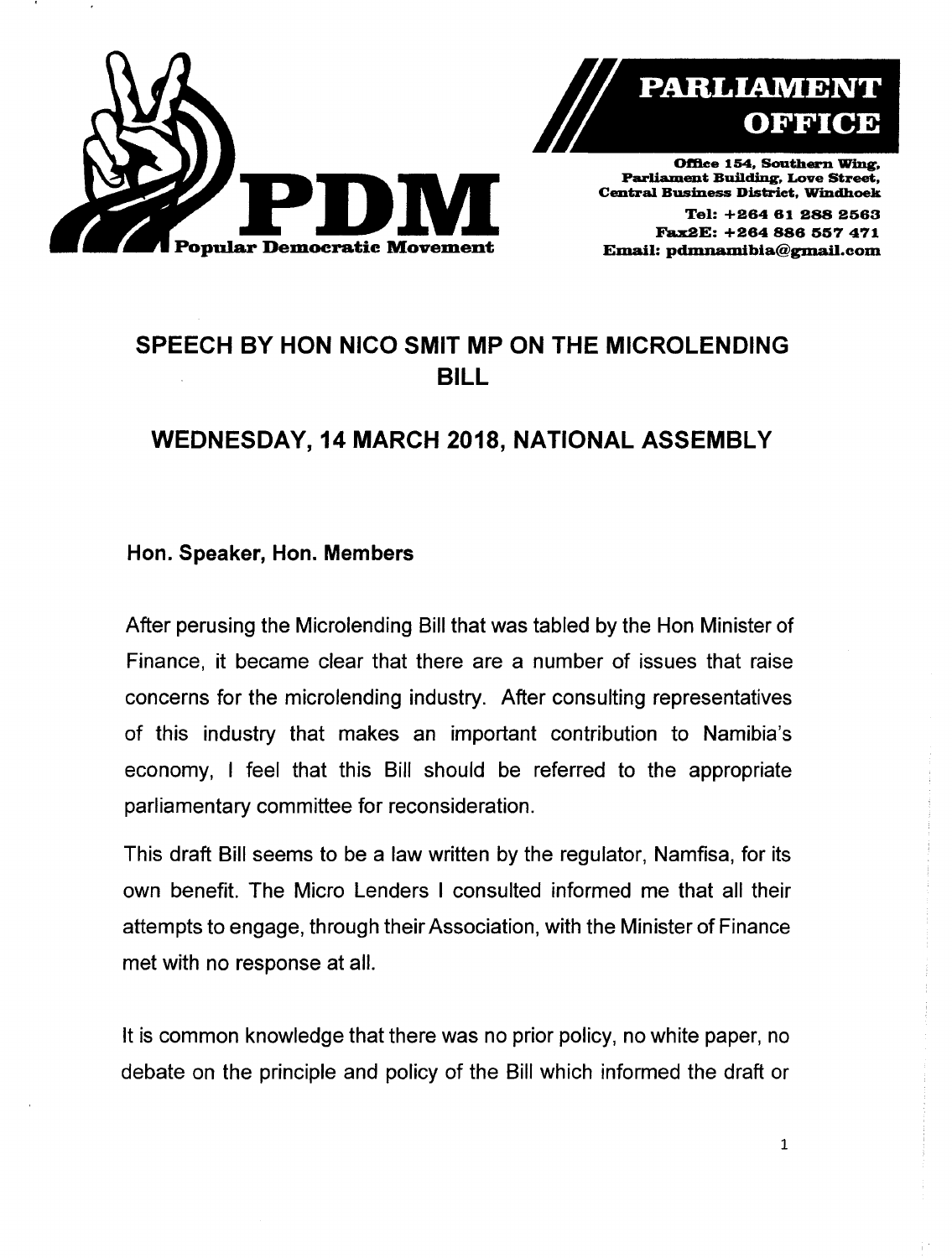**PDM**
**Popular Democratic Movement**

**PARLIAMENT OFFICE**

**Office 154, Southern Wing, Parliament Building, Love Street, Central Business District, Windhoek**
**Tel: +264 61 288 2563**
**Fax2E: +264 886 557 471**
**Email: pdmnamibia@gmail.com**

## SPEECH BY HON NICO SMIT MP ON THE MICROLENDING BILL

## WEDNESDAY, 14 MARCH 2018, NATIONAL ASSEMBLY

**Hon. Speaker, Hon. Members**

After perusing the Microlending Bill that was tabled by the Hon Minister of Finance, it became clear that there are a number of issues that raise concerns for the microlending industry. After consulting representatives of this industry that makes an important contribution to Namibia's economy, I feel that this Bill should be referred to the appropriate parliamentary committee for reconsideration.

This draft Bill seems to be a law written by the regulator, Namfisa, for its own benefit. The Micro Lenders I consulted informed me that all their attempts to engage, through their Association, with the Minister of Finance met with no response at all.

It is common knowledge that there was no prior policy, no white paper, no debate on the principle and policy of the Bill which informed the draft or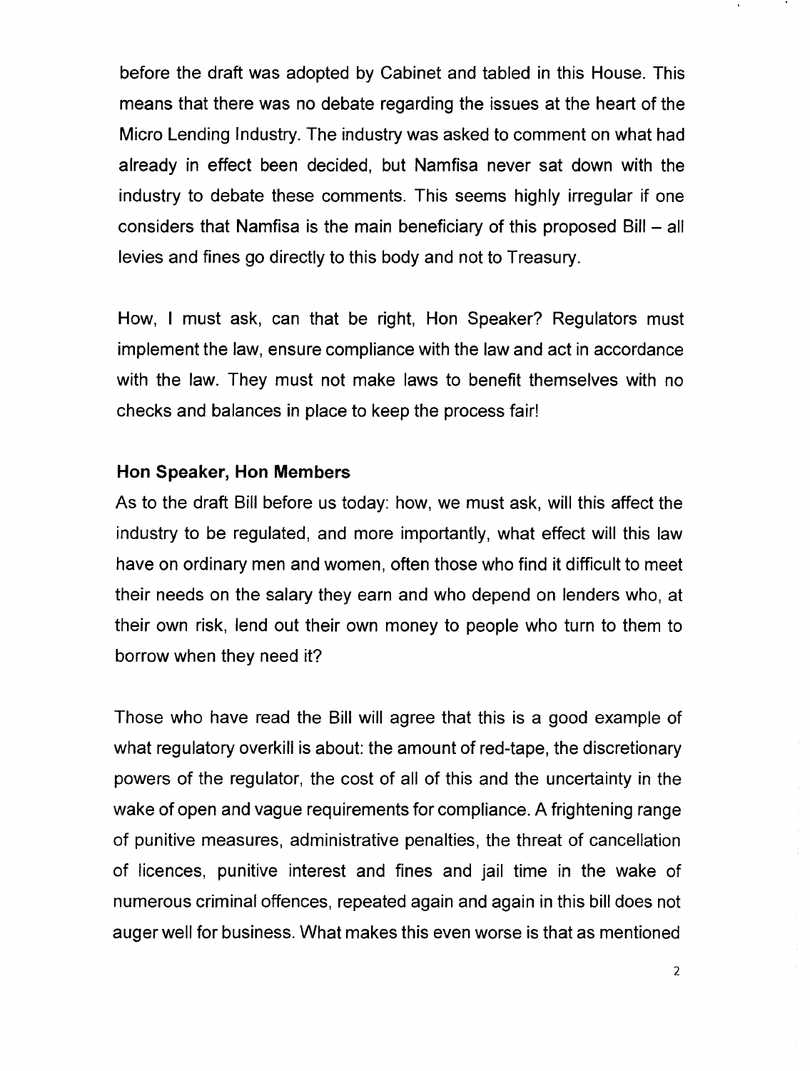before the draft was adopted by Cabinet and tabled in this House. This means that there was no debate regarding the issues at the heart of the Micro Lending Industry. The industry was asked to comment on what had already in effect been decided, but Namfisa never sat down with the industry to debate these comments. This seems highly irregular if one considers that Namfisa is the main beneficiary of this proposed Bill – all levies and fines go directly to this body and not to Treasury.

How, I must ask, can that be right, Hon Speaker? Regulators must implement the law, ensure compliance with the law and act in accordance with the law. They must not make laws to benefit themselves with no checks and balances in place to keep the process fair!

**Hon Speaker, Hon Members**

As to the draft Bill before us today: how, we must ask, will this affect the industry to be regulated, and more importantly, what effect will this law have on ordinary men and women, often those who find it difficult to meet their needs on the salary they earn and who depend on lenders who, at their own risk, lend out their own money to people who turn to them to borrow when they need it?

Those who have read the Bill will agree that this is a good example of what regulatory overkill is about: the amount of red-tape, the discretionary powers of the regulator, the cost of all of this and the uncertainty in the wake of open and vague requirements for compliance. A frightening range of punitive measures, administrative penalties, the threat of cancellation of licences, punitive interest and fines and jail time in the wake of numerous criminal offences, repeated again and again in this bill does not auger well for business. What makes this even worse is that as mentioned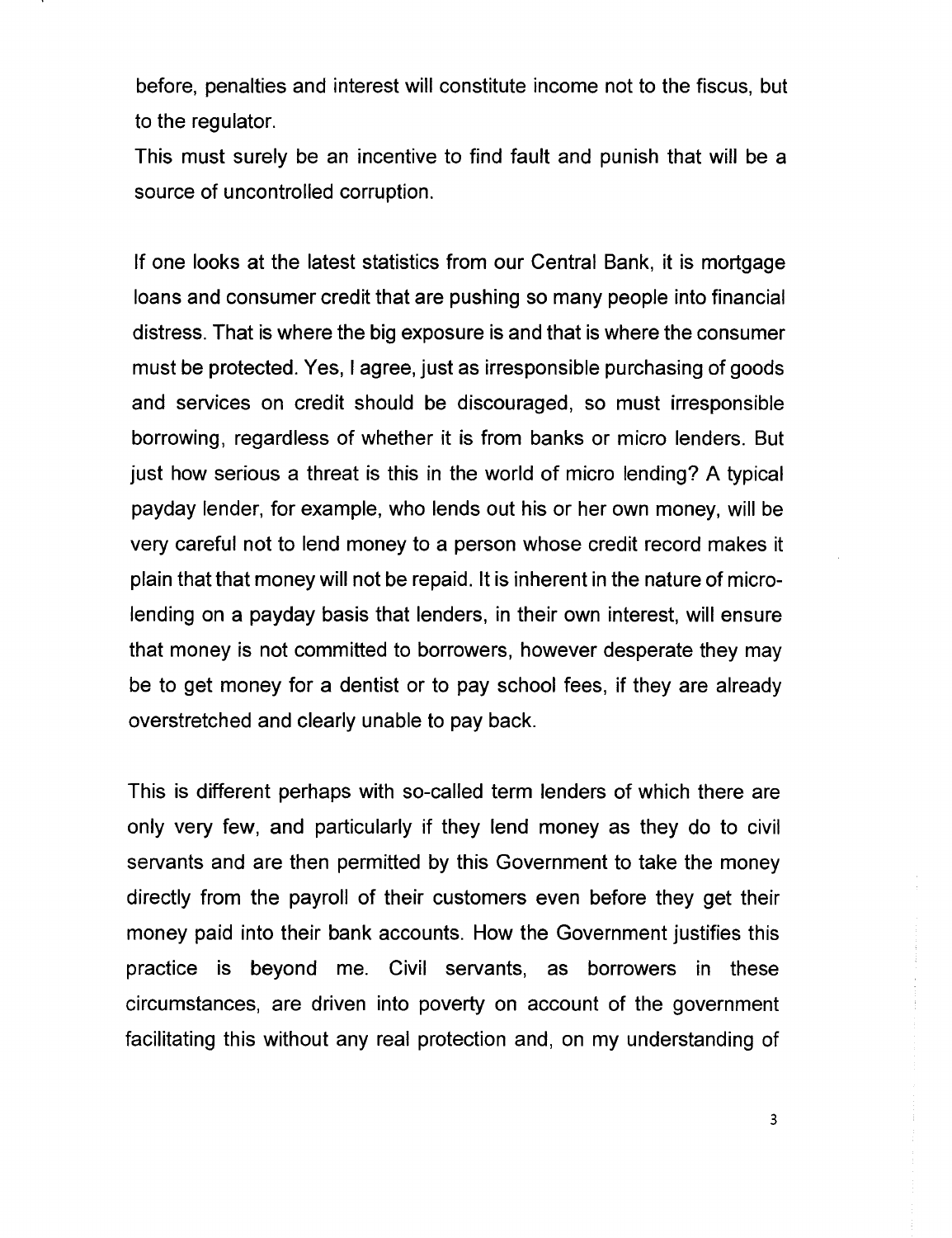before, penalties and interest will constitute income not to the fiscus, but to the regulator.

This must surely be an incentive to find fault and punish that will be a source of uncontrolled corruption.

If one looks at the latest statistics from our Central Bank, it is mortgage loans and consumer credit that are pushing so many people into financial distress. That is where the big exposure is and that is where the consumer must be protected. Yes, I agree, just as irresponsible purchasing of goods and services on credit should be discouraged, so must irresponsible borrowing, regardless of whether it is from banks or micro lenders. But just how serious a threat is this in the world of micro lending? A typical payday lender, for example, who lends out his or her own money, will be very careful not to lend money to a person whose credit record makes it plain that that money will not be repaid. It is inherent in the nature of micro-lending on a payday basis that lenders, in their own interest, will ensure that money is not committed to borrowers, however desperate they may be to get money for a dentist or to pay school fees, if they are already overstretched and clearly unable to pay back.

This is different perhaps with so-called term lenders of which there are only very few, and particularly if they lend money as they do to civil servants and are then permitted by this Government to take the money directly from the payroll of their customers even before they get their money paid into their bank accounts. How the Government justifies this practice is beyond me. Civil servants, as borrowers in these circumstances, are driven into poverty on account of the government facilitating this without any real protection and, on my understanding of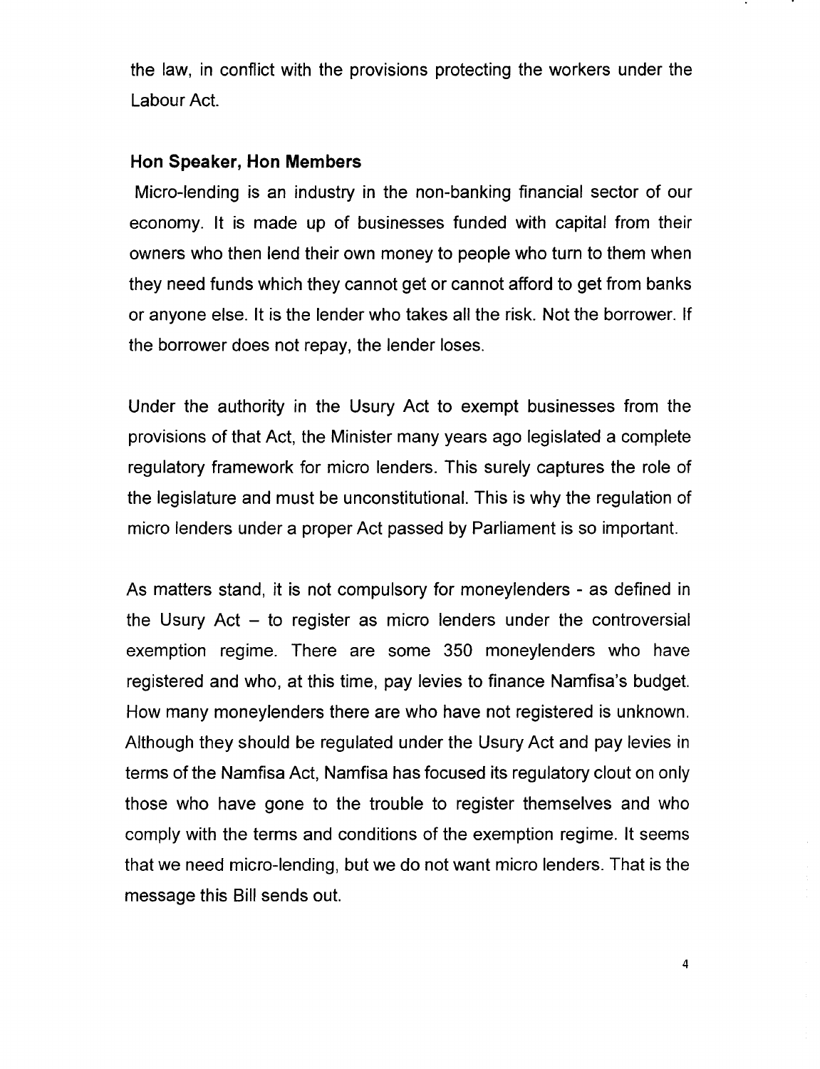the law, in conflict with the provisions protecting the workers under the Labour Act.

**Hon Speaker, Hon Members**

Micro-lending is an industry in the non-banking financial sector of our economy. It is made up of businesses funded with capital from their owners who then lend their own money to people who turn to them when they need funds which they cannot get or cannot afford to get from banks or anyone else. It is the lender who takes all the risk. Not the borrower. If the borrower does not repay, the lender loses.

Under the authority in the Usury Act to exempt businesses from the provisions of that Act, the Minister many years ago legislated a complete regulatory framework for micro lenders. This surely captures the role of the legislature and must be unconstitutional. This is why the regulation of micro lenders under a proper Act passed by Parliament is so important.

As matters stand, it is not compulsory for moneylenders - as defined in the Usury Act – to register as micro lenders under the controversial exemption regime. There are some 350 moneylenders who have registered and who, at this time, pay levies to finance Namfisa's budget. How many moneylenders there are who have not registered is unknown. Although they should be regulated under the Usury Act and pay levies in terms of the Namfisa Act, Namfisa has focused its regulatory clout on only those who have gone to the trouble to register themselves and who comply with the terms and conditions of the exemption regime. It seems that we need micro-lending, but we do not want micro lenders. That is the message this Bill sends out.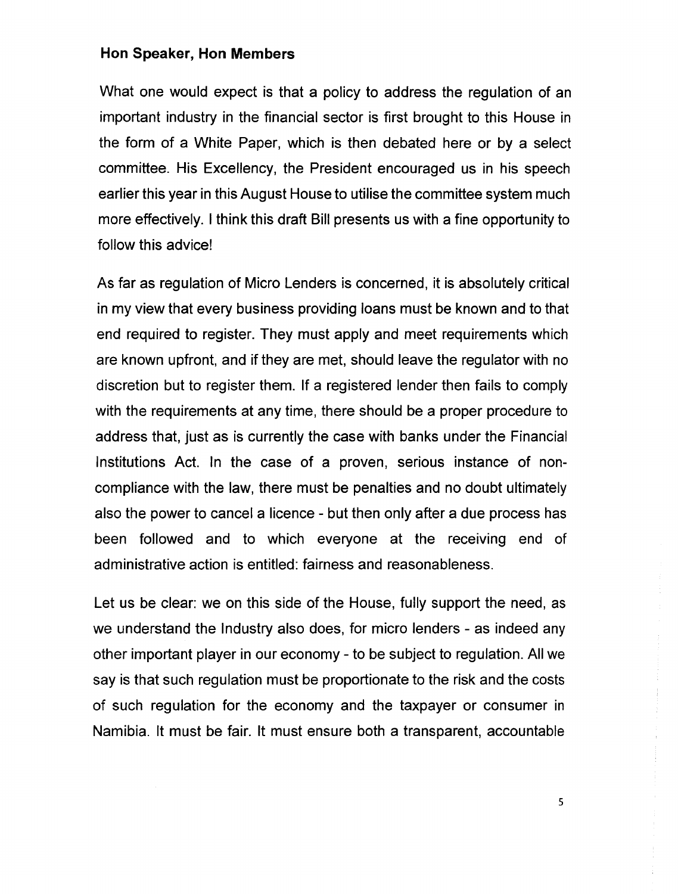**Hon Speaker, Hon Members**

What one would expect is that a policy to address the regulation of an important industry in the financial sector is first brought to this House in the form of a White Paper, which is then debated here or by a select committee. His Excellency, the President encouraged us in his speech earlier this year in this August House to utilise the committee system much more effectively. I think this draft Bill presents us with a fine opportunity to follow this advice!

As far as regulation of Micro Lenders is concerned, it is absolutely critical in my view that every business providing loans must be known and to that end required to register. They must apply and meet requirements which are known upfront, and if they are met, should leave the regulator with no discretion but to register them. If a registered lender then fails to comply with the requirements at any time, there should be a proper procedure to address that, just as is currently the case with banks under the Financial Institutions Act. In the case of a proven, serious instance of non-compliance with the law, there must be penalties and no doubt ultimately also the power to cancel a licence - but then only after a due process has been followed and to which everyone at the receiving end of administrative action is entitled: fairness and reasonableness.

Let us be clear: we on this side of the House, fully support the need, as we understand the Industry also does, for micro lenders - as indeed any other important player in our economy - to be subject to regulation. All we say is that such regulation must be proportionate to the risk and the costs of such regulation for the economy and the taxpayer or consumer in Namibia. It must be fair. It must ensure both a transparent, accountable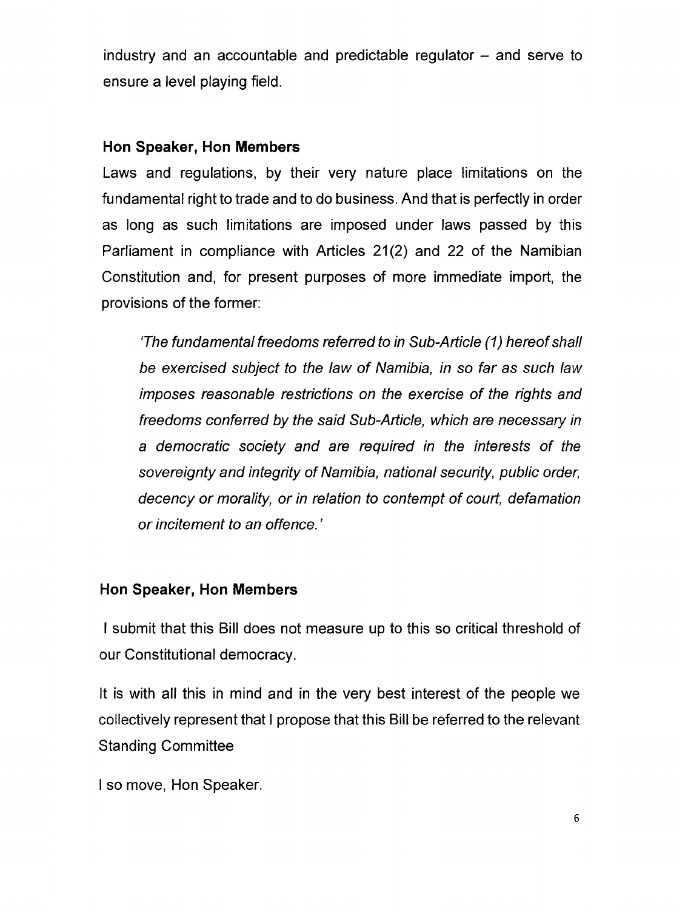industry and an accountable and predictable regulator – and serve to ensure a level playing field.

**Hon Speaker, Hon Members**

Laws and regulations, by their very nature place limitations on the fundamental right to trade and to do business. And that is perfectly in order as long as such limitations are imposed under laws passed by this Parliament in compliance with Articles 21(2) and 22 of the Namibian Constitution and, for present purposes of more immediate import, the provisions of the former:

> *'The fundamental freedoms referred to in Sub-Article (1) hereof shall be exercised subject to the law of Namibia, in so far as such law imposes reasonable restrictions on the exercise of the rights and freedoms conferred by the said Sub-Article, which are necessary in a democratic society and are required in the interests of the sovereignty and integrity of Namibia, national security, public order, decency or morality, or in relation to contempt of court, defamation or incitement to an offence.'*

**Hon Speaker, Hon Members**

I submit that this Bill does not measure up to this so critical threshold of our Constitutional democracy.

It is with all this in mind and in the very best interest of the people we collectively represent that I propose that this Bill be referred to the relevant Standing Committee

I so move, Hon Speaker.